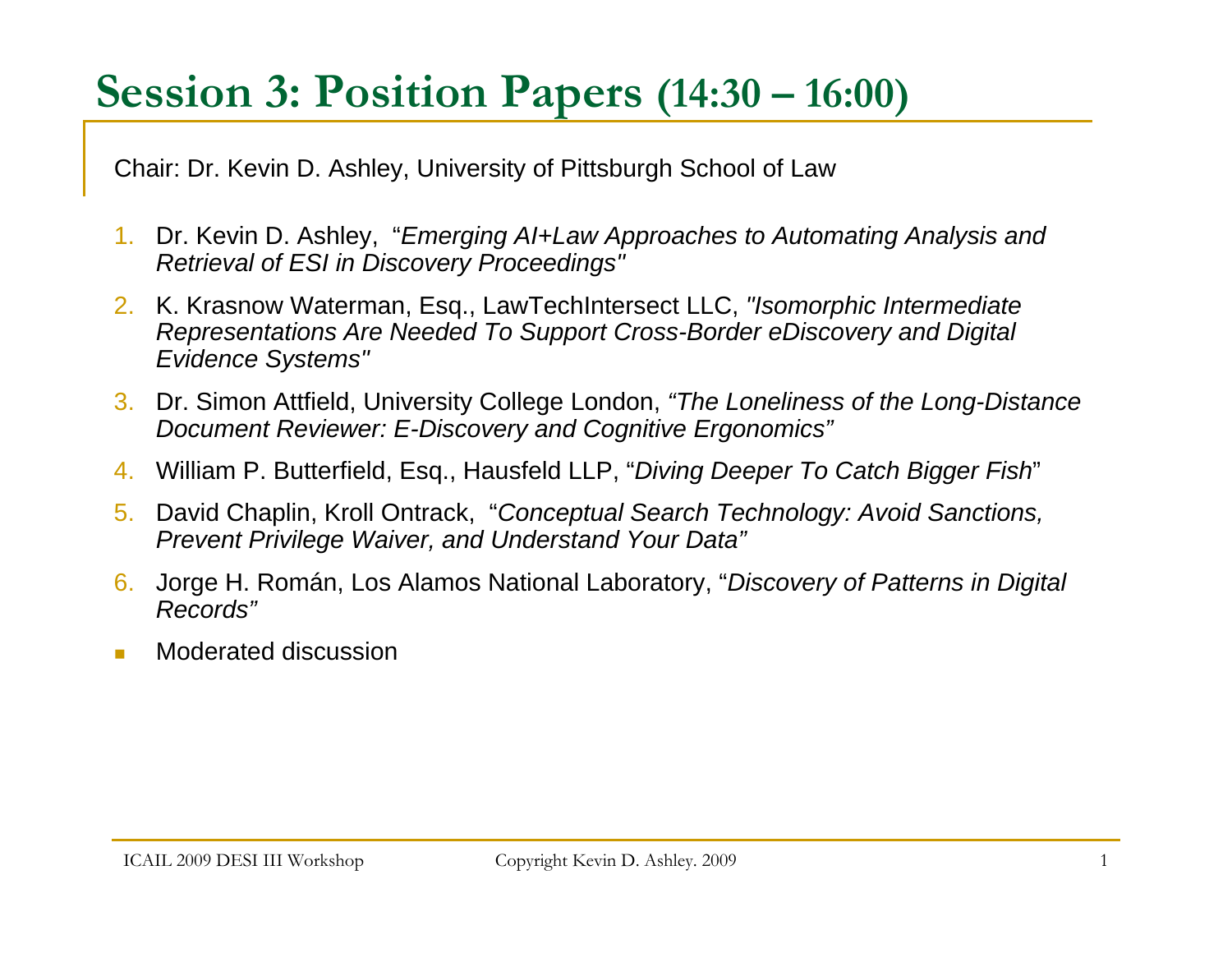# Session 3: Position Papers (14:30 – 16:00)

Chair: Dr. Kevin D. Ashley, University of Pittsburgh School of Law

1. Dr. Kevin D. Ashley, "*Emerging AI+Law Approaches to Automating Analysis and Retrieval of ESI in Discovery Proceedings*"
2. K. Krasnow Waterman, Esq., LawTechIntersect LLC, *"Isomorphic Intermediate Representations Are Needed To Support Cross-Border eDiscovery and Digital Evidence Systems"*
3. Dr. Simon Attfield, University College London, *"The Loneliness of the Long-Distance Document Reviewer: E-Discovery and Cognitive Ergonomics"*
4. William P. Butterfield, Esq., Hausfeld LLP, "*Diving Deeper To Catch Bigger Fish*"
5. David Chaplin, Kroll Ontrack, "*Conceptual Search Technology: Avoid Sanctions, Prevent Privilege Waiver, and Understand Your Data*"
6. Jorge H. Román, Los Alamos National Laboratory, "*Discovery of Patterns in Digital Records*"

- Moderated discussion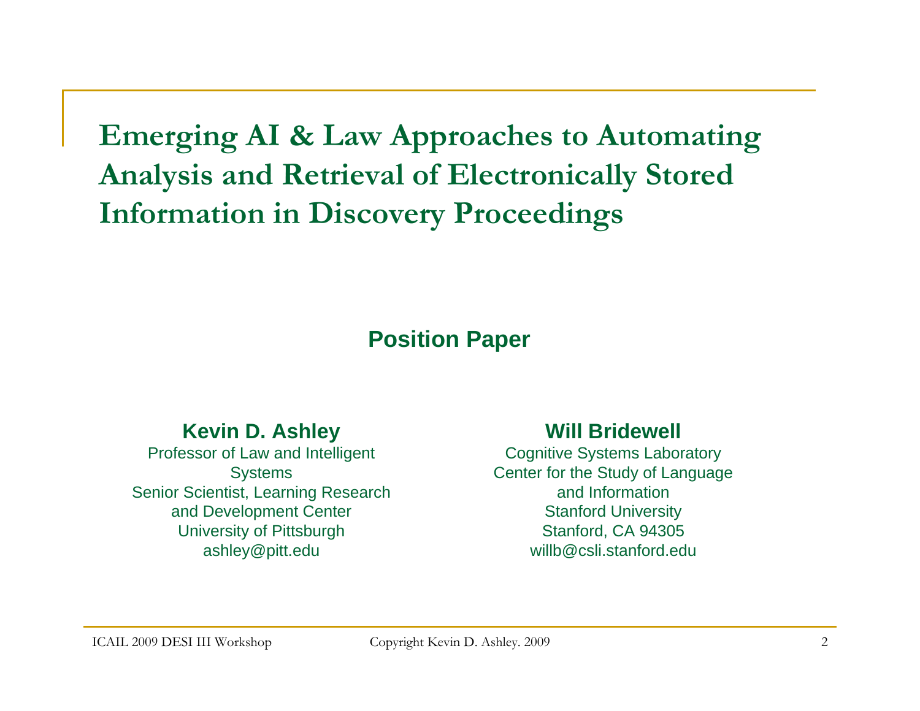# Emerging AI & Law Approaches to Automating Analysis and Retrieval of Electronically Stored Information in Discovery Proceedings

**Position Paper**

**Kevin D. Ashley**
Professor of Law and Intelligent Systems
Senior Scientist, Learning Research and Development Center
University of Pittsburgh
ashley@pitt.edu

**Will Bridewell**
Cognitive Systems Laboratory
Center for the Study of Language and Information
Stanford University
Stanford, CA 94305
willb@csli.stanford.edu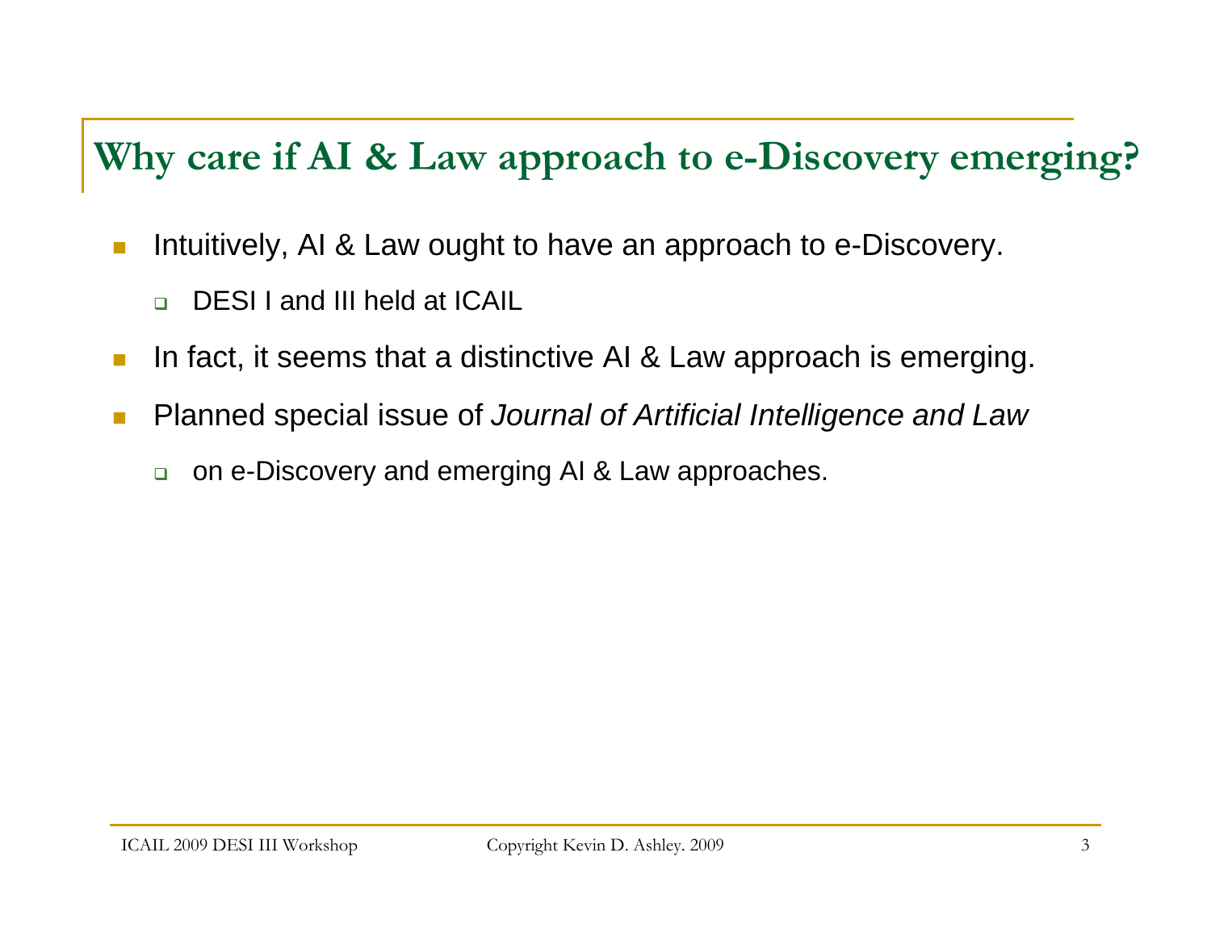# Why care if AI & Law approach to e-Discovery emerging?

- Intuitively, AI & Law ought to have an approach to e-Discovery.
  - DESI I and III held at ICAIL
- In fact, it seems that a distinctive AI & Law approach is emerging.
- Planned special issue of *Journal of Artificial Intelligence and Law*
  - on e-Discovery and emerging AI & Law approaches.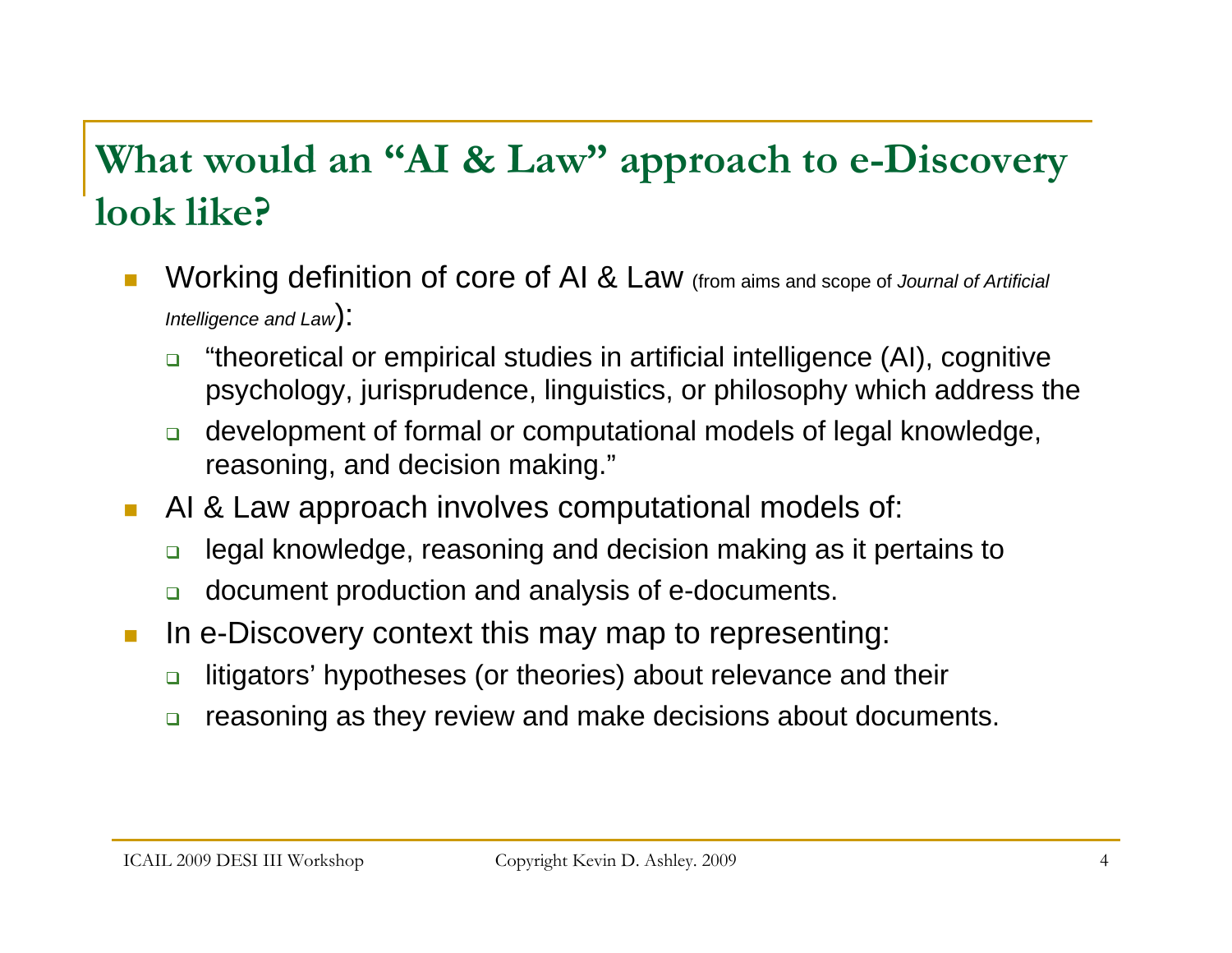# What would an "AI & Law" approach to e-Discovery look like?

- Working definition of core of AI & Law (from aims and scope of *Journal of Artificial Intelligence and Law*):
  - "theoretical or empirical studies in artificial intelligence (AI), cognitive psychology, jurisprudence, linguistics, or philosophy which address the
  - development of formal or computational models of legal knowledge, reasoning, and decision making."
- AI & Law approach involves computational models of:
  - legal knowledge, reasoning and decision making as it pertains to
  - document production and analysis of e-documents.
- In e-Discovery context this may map to representing:
  - litigators' hypotheses (or theories) about relevance and their
  - reasoning as they review and make decisions about documents.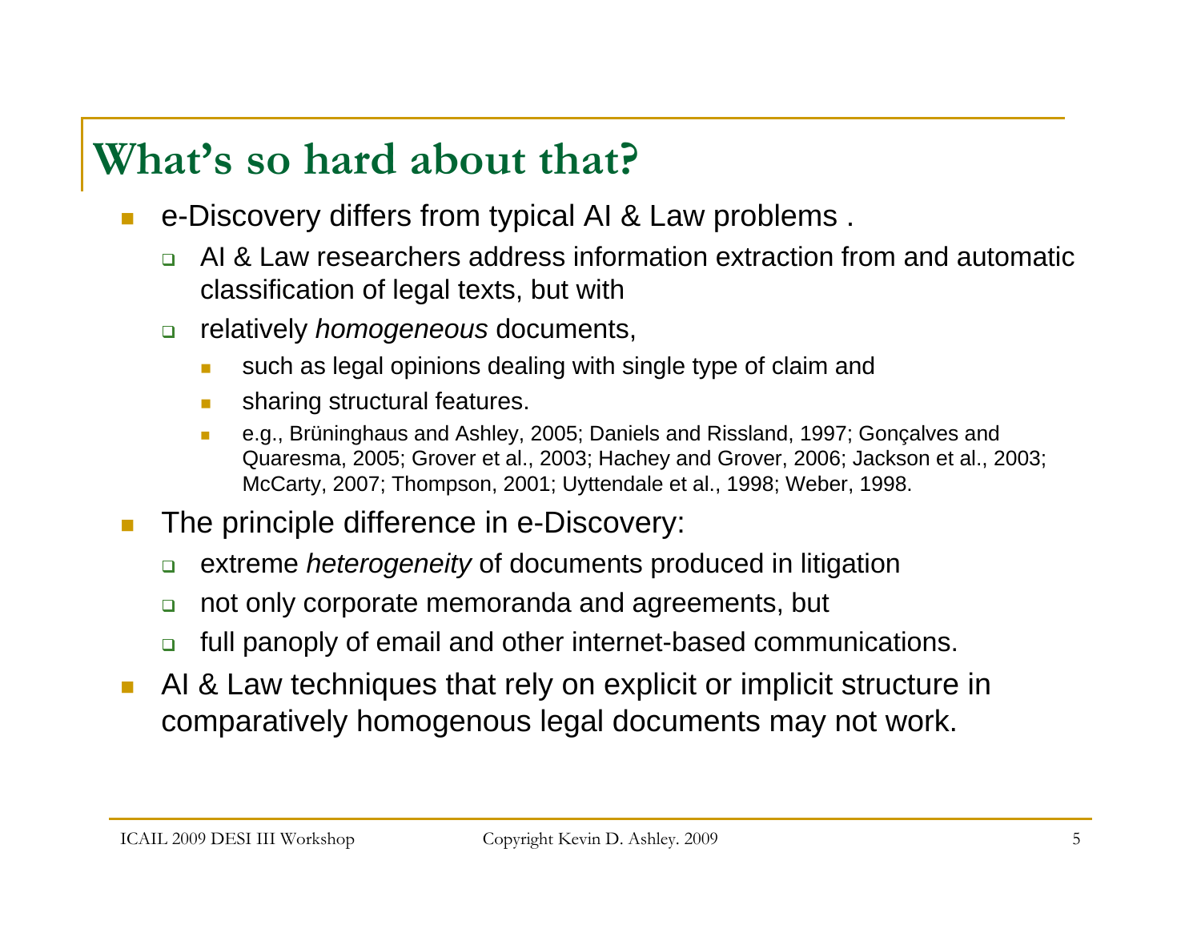# What's so hard about that?

- e-Discovery differs from typical AI & Law problems .
  - AI & Law researchers address information extraction from and automatic classification of legal texts, but with
  - relatively *homogeneous* documents,
    - such as legal opinions dealing with single type of claim and
    - sharing structural features.
    - e.g., Brüninghaus and Ashley, 2005; Daniels and Rissland, 1997; Gonçalves and Quaresma, 2005; Grover et al., 2003; Hachey and Grover, 2006; Jackson et al., 2003; McCarty, 2007; Thompson, 2001; Uyttendale et al., 1998; Weber, 1998.
- The principle difference in e-Discovery:
  - extreme *heterogeneity* of documents produced in litigation
  - not only corporate memoranda and agreements, but
  - full panoply of email and other internet-based communications.
- AI & Law techniques that rely on explicit or implicit structure in comparatively homogenous legal documents may not work.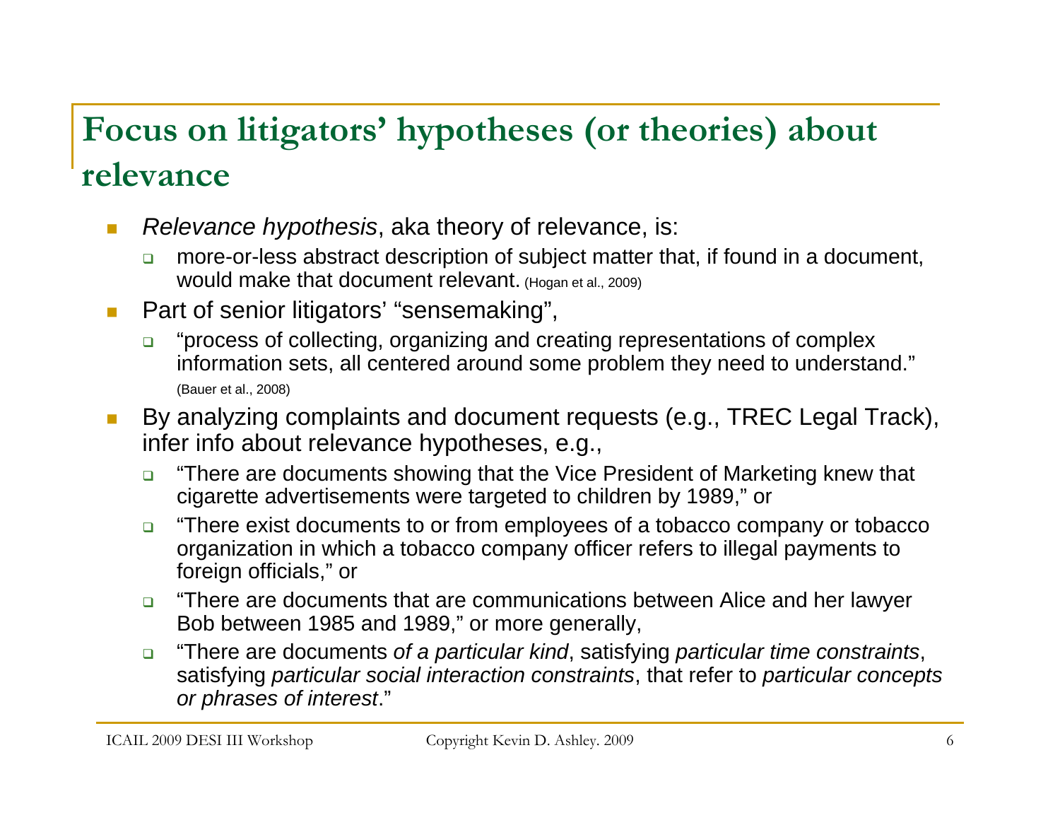## Focus on litigators' hypotheses (or theories) about relevance

- *Relevance hypothesis*, aka theory of relevance, is:
  - more-or-less abstract description of subject matter that, if found in a document, would make that document relevant. (Hogan et al., 2009)
- Part of senior litigators' "sensemaking",
  - "process of collecting, organizing and creating representations of complex information sets, all centered around some problem they need to understand." (Bauer et al., 2008)
- By analyzing complaints and document requests (e.g., TREC Legal Track), infer info about relevance hypotheses, e.g.,
  - "There are documents showing that the Vice President of Marketing knew that cigarette advertisements were targeted to children by 1989," or
  - "There exist documents to or from employees of a tobacco company or tobacco organization in which a tobacco company officer refers to illegal payments to foreign officials," or
  - "There are documents that are communications between Alice and her lawyer Bob between 1985 and 1989," or more generally,
  - "There are documents *of a particular kind*, satisfying *particular time constraints*, satisfying *particular social interaction constraints*, that refer to *particular concepts or phrases of interest*."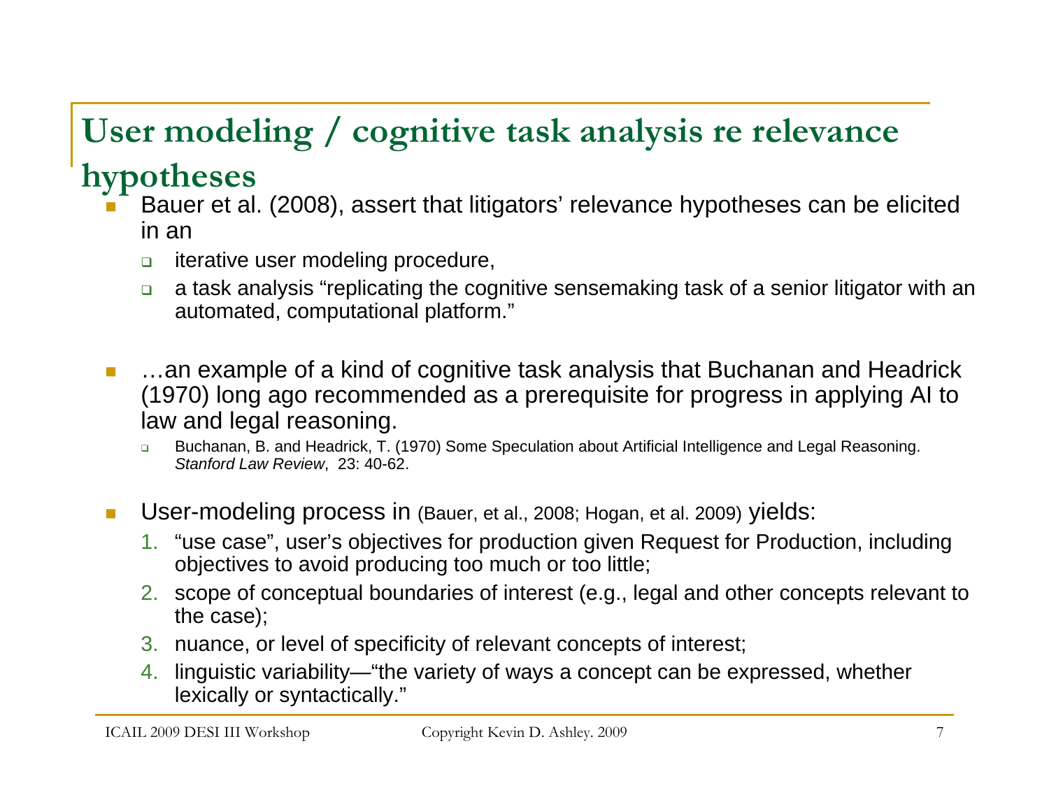# User modeling / cognitive task analysis re relevance hypotheses

- Bauer et al. (2008), assert that litigators' relevance hypotheses can be elicited in an
  - iterative user modeling procedure,
  - a task analysis "replicating the cognitive sensemaking task of a senior litigator with an automated, computational platform."

- …an example of a kind of cognitive task analysis that Buchanan and Headrick (1970) long ago recommended as a prerequisite for progress in applying AI to law and legal reasoning.
  - Buchanan, B. and Headrick, T. (1970) Some Speculation about Artificial Intelligence and Legal Reasoning. *Stanford Law Review*, 23: 40-62.

- User-modeling process in (Bauer, et al., 2008; Hogan, et al. 2009) yields:
  1. "use case", user's objectives for production given Request for Production, including objectives to avoid producing too much or too little;
  2. scope of conceptual boundaries of interest (e.g., legal and other concepts relevant to the case);
  3. nuance, or level of specificity of relevant concepts of interest;
  4. linguistic variability—"the variety of ways a concept can be expressed, whether lexically or syntactically."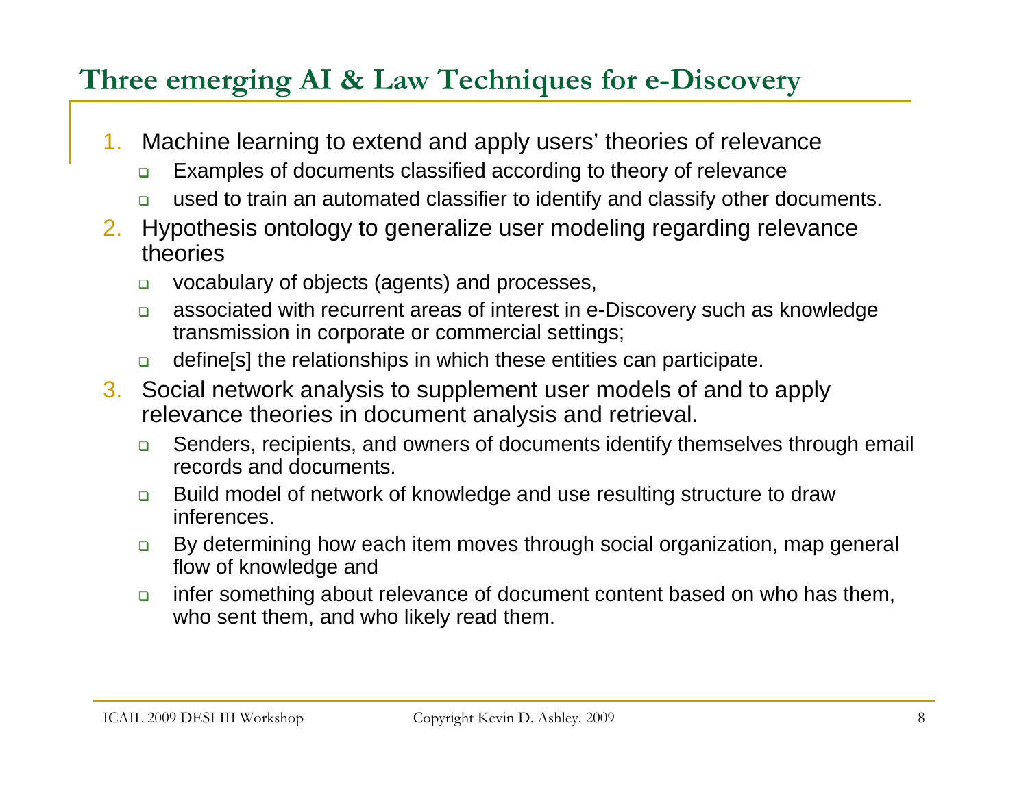# Three emerging AI & Law Techniques for e-Discovery

1. Machine learning to extend and apply users' theories of relevance
   - Examples of documents classified according to theory of relevance
   - used to train an automated classifier to identify and classify other documents.
2. Hypothesis ontology to generalize user modeling regarding relevance theories
   - vocabulary of objects (agents) and processes,
   - associated with recurrent areas of interest in e-Discovery such as knowledge transmission in corporate or commercial settings;
   - define[s] the relationships in which these entities can participate.
3. Social network analysis to supplement user models of and to apply relevance theories in document analysis and retrieval.
   - Senders, recipients, and owners of documents identify themselves through email records and documents.
   - Build model of network of knowledge and use resulting structure to draw inferences.
   - By determining how each item moves through social organization, map general flow of knowledge and
   - infer something about relevance of document content based on who has them, who sent them, and who likely read them.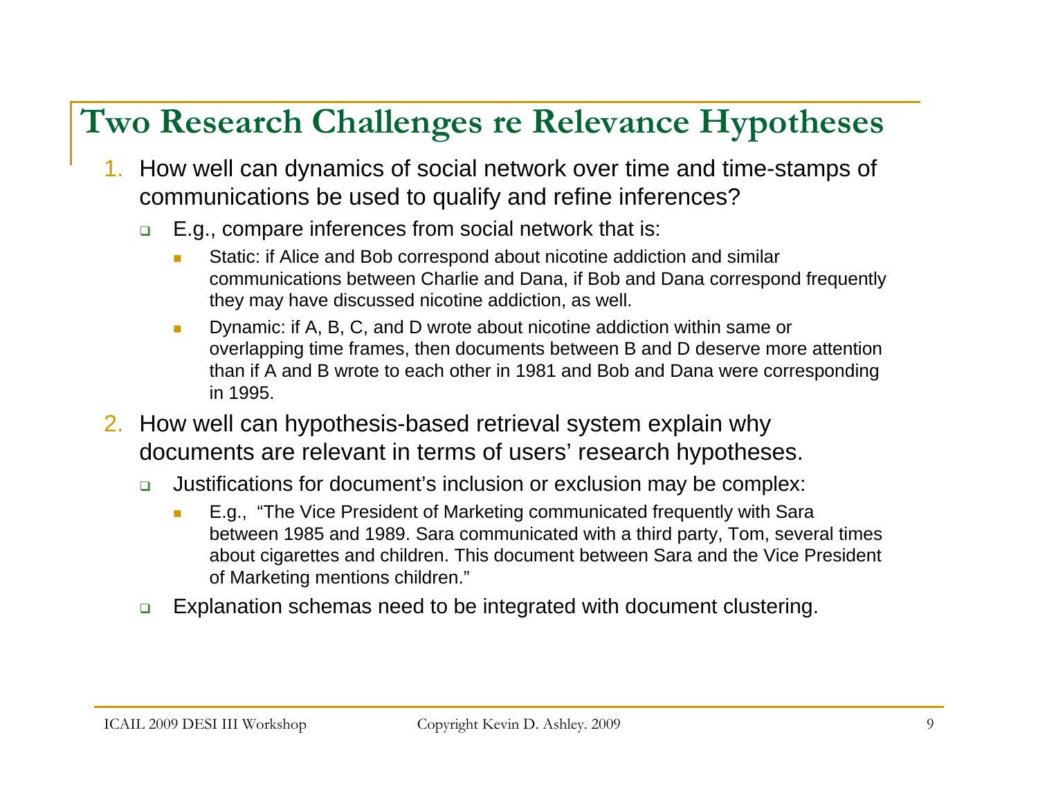# Two Research Challenges re Relevance Hypotheses

1. How well can dynamics of social network over time and time-stamps of communications be used to qualify and refine inferences?
   - E.g., compare inferences from social network that is:
     - Static: if Alice and Bob correspond about nicotine addiction and similar communications between Charlie and Dana, if Bob and Dana correspond frequently they may have discussed nicotine addiction, as well.
     - Dynamic: if A, B, C, and D wrote about nicotine addiction within same or overlapping time frames, then documents between B and D deserve more attention than if A and B wrote to each other in 1981 and Bob and Dana were corresponding in 1995.
2. How well can hypothesis-based retrieval system explain why documents are relevant in terms of users' research hypotheses.
   - Justifications for document's inclusion or exclusion may be complex:
     - E.g., "The Vice President of Marketing communicated frequently with Sara between 1985 and 1989. Sara communicated with a third party, Tom, several times about cigarettes and children. This document between Sara and the Vice President of Marketing mentions children."
   - Explanation schemas need to be integrated with document clustering.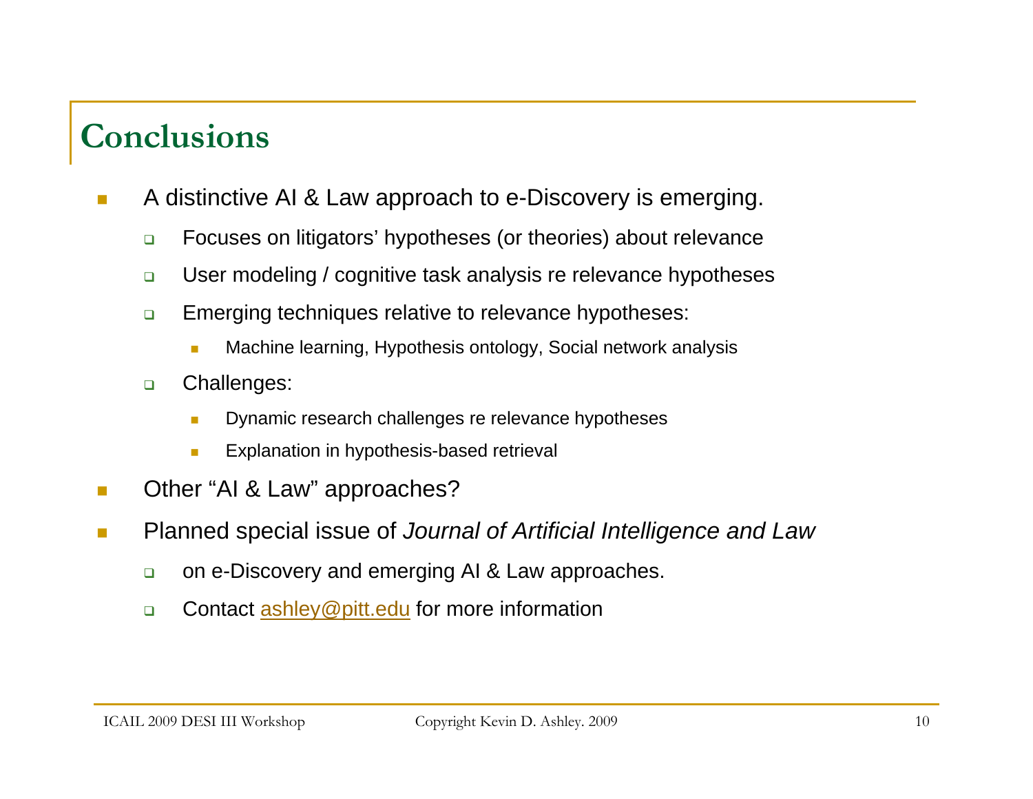## Conclusions

- A distinctive AI & Law approach to e-Discovery is emerging.
  - Focuses on litigators' hypotheses (or theories) about relevance
  - User modeling / cognitive task analysis re relevance hypotheses
  - Emerging techniques relative to relevance hypotheses:
    - Machine learning, Hypothesis ontology, Social network analysis
  - Challenges:
    - Dynamic research challenges re relevance hypotheses
    - Explanation in hypothesis-based retrieval
- Other "AI & Law" approaches?
- Planned special issue of *Journal of Artificial Intelligence and Law*
  - on e-Discovery and emerging AI & Law approaches.
  - Contact ashley@pitt.edu for more information